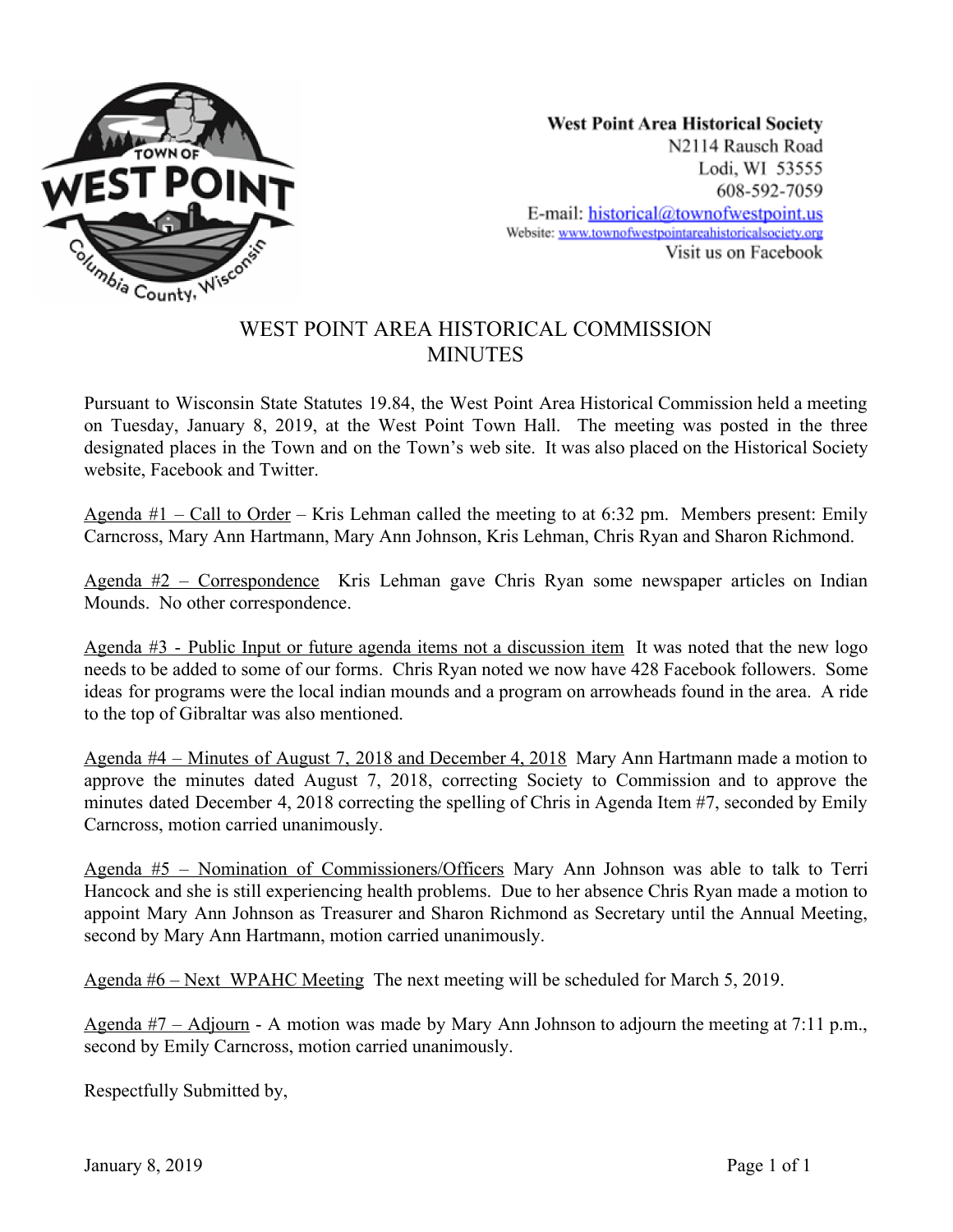West Point Area Historical Society
N2114 Rausch Road
Lodi, WI 53555
608-592-7059
E-mail: historical@townofwestpoint.us
Website: www.townofwestpointareahistoricalsociety.org
Visit us on Facebook

# WEST POINT AREA HISTORICAL COMMISSION MINUTES

Pursuant to Wisconsin State Statutes 19.84, the West Point Area Historical Commission held a meeting on Tuesday, January 8, 2019, at the West Point Town Hall. The meeting was posted in the three designated places in the Town and on the Town's web site. It was also placed on the Historical Society website, Facebook and Twitter.

Agenda #1 – Call to Order – Kris Lehman called the meeting to at 6:32 pm. Members present: Emily Carncross, Mary Ann Hartmann, Mary Ann Johnson, Kris Lehman, Chris Ryan and Sharon Richmond.

Agenda #2 – Correspondence Kris Lehman gave Chris Ryan some newspaper articles on Indian Mounds. No other correspondence.

Agenda #3 - Public Input or future agenda items not a discussion item It was noted that the new logo needs to be added to some of our forms. Chris Ryan noted we now have 428 Facebook followers. Some ideas for programs were the local indian mounds and a program on arrowheads found in the area. A ride to the top of Gibraltar was also mentioned.

Agenda #4 – Minutes of August 7, 2018 and December 4, 2018 Mary Ann Hartmann made a motion to approve the minutes dated August 7, 2018, correcting Society to Commission and to approve the minutes dated December 4, 2018 correcting the spelling of Chris in Agenda Item #7, seconded by Emily Carncross, motion carried unanimously.

Agenda #5 – Nomination of Commissioners/Officers Mary Ann Johnson was able to talk to Terri Hancock and she is still experiencing health problems. Due to her absence Chris Ryan made a motion to appoint Mary Ann Johnson as Treasurer and Sharon Richmond as Secretary until the Annual Meeting, second by Mary Ann Hartmann, motion carried unanimously.

Agenda #6 – Next WPAHC Meeting The next meeting will be scheduled for March 5, 2019.

Agenda #7 – Adjourn - A motion was made by Mary Ann Johnson to adjourn the meeting at 7:11 p.m., second by Emily Carncross, motion carried unanimously.

Respectfully Submitted by,

January 8, 2019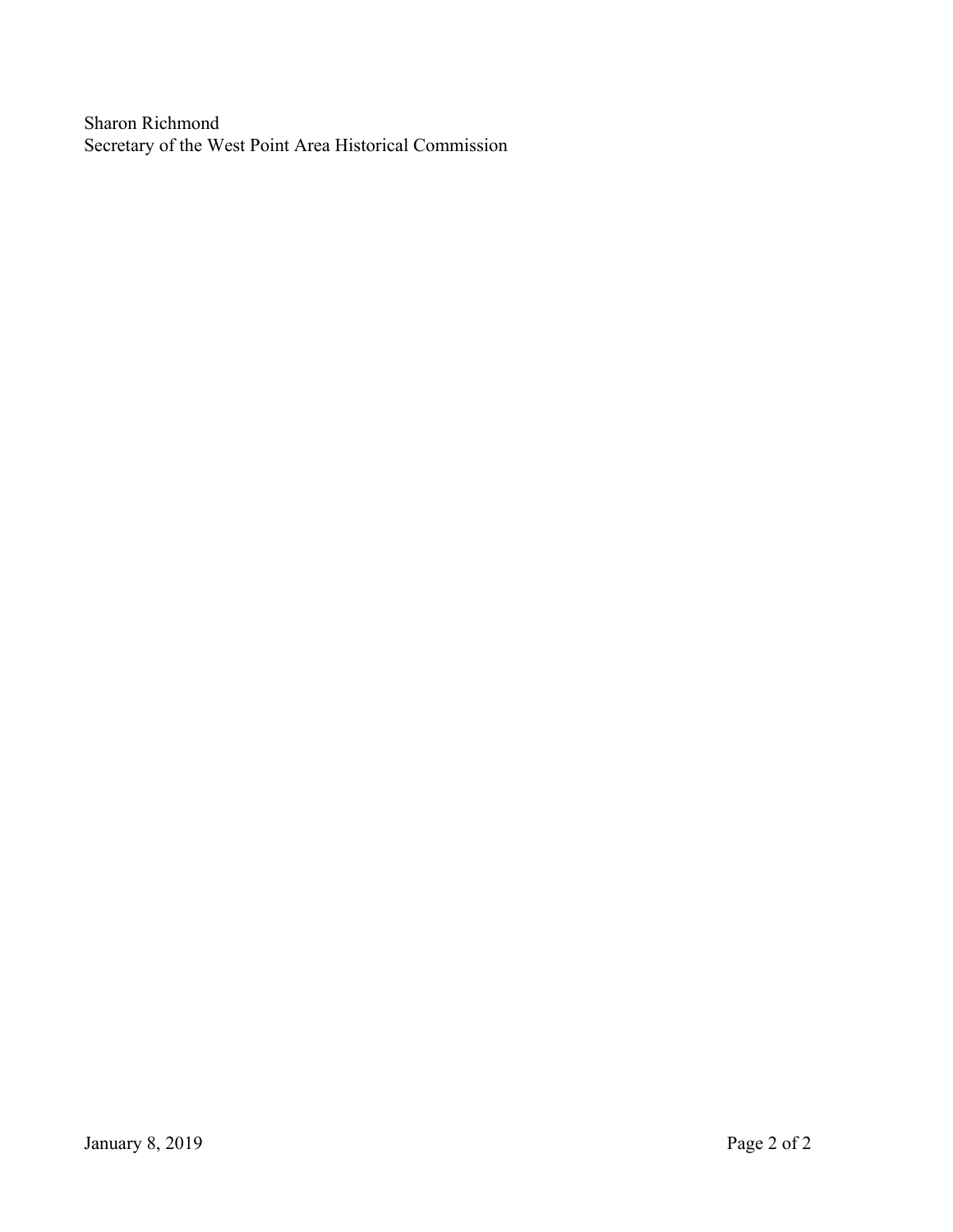Sharon Richmond
Secretary of the West Point Area Historical Commission